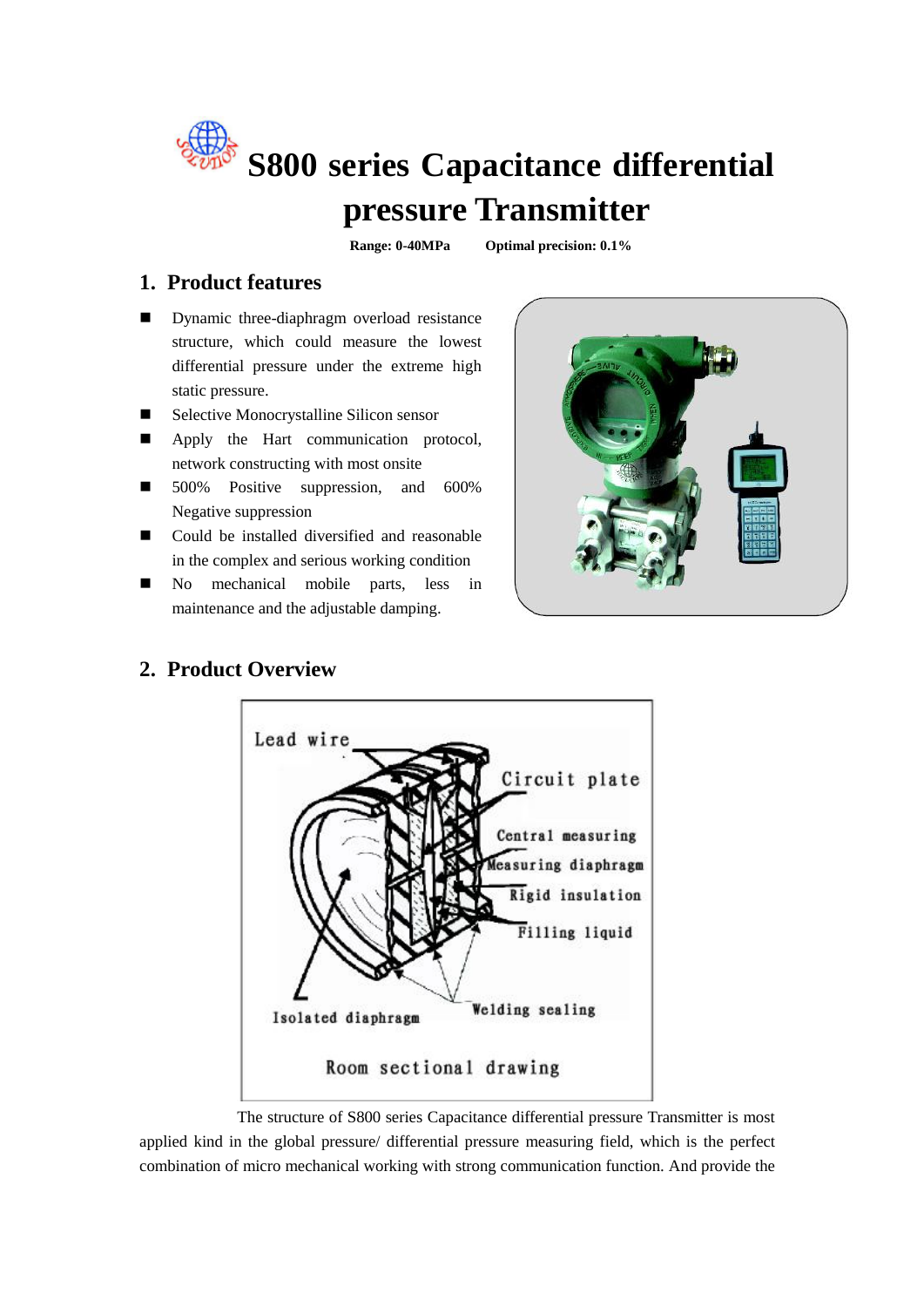# S800 series Capacitance differential pressure Transmitter

**Range: 0-40MPa** **Optimal precision: 0.1%**

## 1. Product features

- Dynamic three-diaphragm overload resistance structure, which could measure the lowest differential pressure under the extreme high static pressure.
- Selective Monocrystalline Silicon sensor
- Apply the Hart communication protocol, network constructing with most onsite
- 500% Positive suppression, and 600% Negative suppression
- Could be installed diversified and reasonable in the complex and serious working condition
- No mechanical mobile parts, less in maintenance and the adjustable damping.

## 2. Product Overview

Lead wire

Circuit plate

Central measuring

Measuring diaphragm

Rigid insulation

Filling liquid

Isolated diaphragm

Welding sealing

Room sectional drawing

The structure of S800 series Capacitance differential pressure Transmitter is most applied kind in the global pressure/ differential pressure measuring field, which is the perfect combination of micro mechanical working with strong communication function. And provide the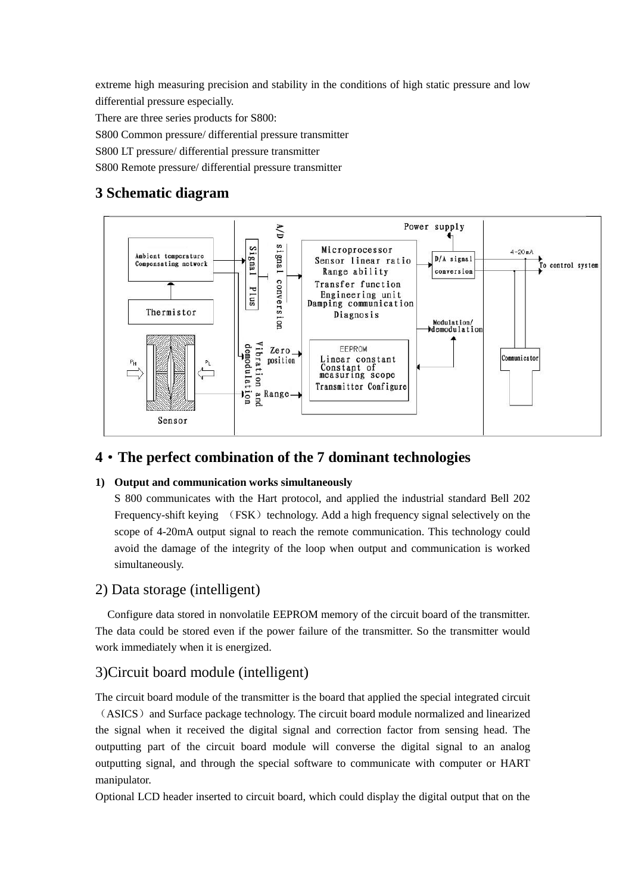extreme high measuring precision and stability in the conditions of high static pressure and low differential pressure especially.

There are three series products for S800:

S800 Common pressure/ differential pressure transmitter

S800 LT pressure/ differential pressure transmitter

S800 Remote pressure/ differential pressure transmitter

## 3 Schematic diagram

## 4・The perfect combination of the 7 dominant technologies

**1) Output and communication works simultaneously**

S 800 communicates with the Hart protocol, and applied the industrial standard Bell 202 Frequency-shift keying （FSK）technology. Add a high frequency signal selectively on the scope of 4-20mA output signal to reach the remote communication. This technology could avoid the damage of the integrity of the loop when output and communication is worked simultaneously.

### 2) Data storage (intelligent)

Configure data stored in nonvolatile EEPROM memory of the circuit board of the transmitter. The data could be stored even if the power failure of the transmitter. So the transmitter would work immediately when it is energized.

### 3)Circuit board module (intelligent)

The circuit board module of the transmitter is the board that applied the special integrated circuit（ASICS）and Surface package technology. The circuit board module normalized and linearized the signal when it received the digital signal and correction factor from sensing head. The outputting part of the circuit board module will converse the digital signal to an analog outputting signal, and through the special software to communicate with computer or HART manipulator.

Optional LCD header inserted to circuit board, which could display the digital output that on the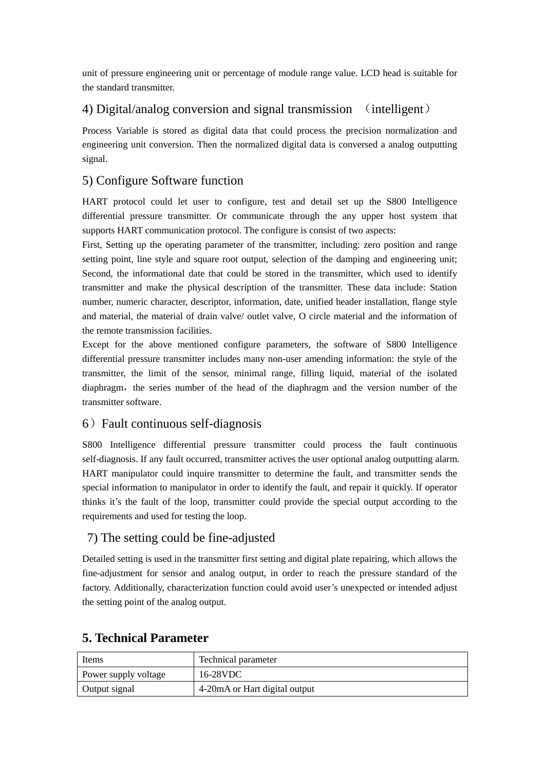unit of pressure engineering unit or percentage of module range value. LCD head is suitable for the standard transmitter.

### 4) Digital/analog conversion and signal transmission （intelligent）

Process Variable is stored as digital data that could process the precision normalization and engineering unit conversion. Then the normalized digital data is conversed a analog outputting signal.

### 5) Configure Software function

HART protocol could let user to configure, test and detail set up the S800 Intelligence differential pressure transmitter. Or communicate through the any upper host system that supports HART communication protocol. The configure is consist of two aspects:

First, Setting up the operating parameter of the transmitter, including: zero position and range setting point, line style and square root output, selection of the damping and engineering unit; Second, the informational date that could be stored in the transmitter, which used to identify transmitter and make the physical description of the transmitter. These data include: Station number, numeric character, descriptor, information, date, unified header installation, flange style and material, the material of drain valve/ outlet valve, O circle material and the information of the remote transmission facilities.

Except for the above mentioned configure parameters, the software of S800 Intelligence differential pressure transmitter includes many non-user amending information: the style of the transmitter, the limit of the sensor, minimal range, filling liquid, material of the isolated diaphragm，the series number of the head of the diaphragm and the version number of the transmitter software.

### 6）Fault continuous self-diagnosis

S800 Intelligence differential pressure transmitter could process the fault continuous self-diagnosis. If any fault occurred, transmitter actives the user optional analog outputting alarm. HART manipulator could inquire transmitter to determine the fault, and transmitter sends the special information to manipulator in order to identify the fault, and repair it quickly. If operator thinks it's the fault of the loop, transmitter could provide the special output according to the requirements and used for testing the loop.

### 7) The setting could be fine-adjusted

Detailed setting is used in the transmitter first setting and digital plate repairing, which allows the fine-adjustment for sensor and analog output, in order to reach the pressure standard of the factory. Additionally, characterization function could avoid user's unexpected or intended adjust the setting point of the analog output.

## 5. Technical Parameter

| Items | Technical parameter |
| --- | --- |
| Power supply voltage | 16-28VDC |
| Output signal | 4-20mA or Hart digital output |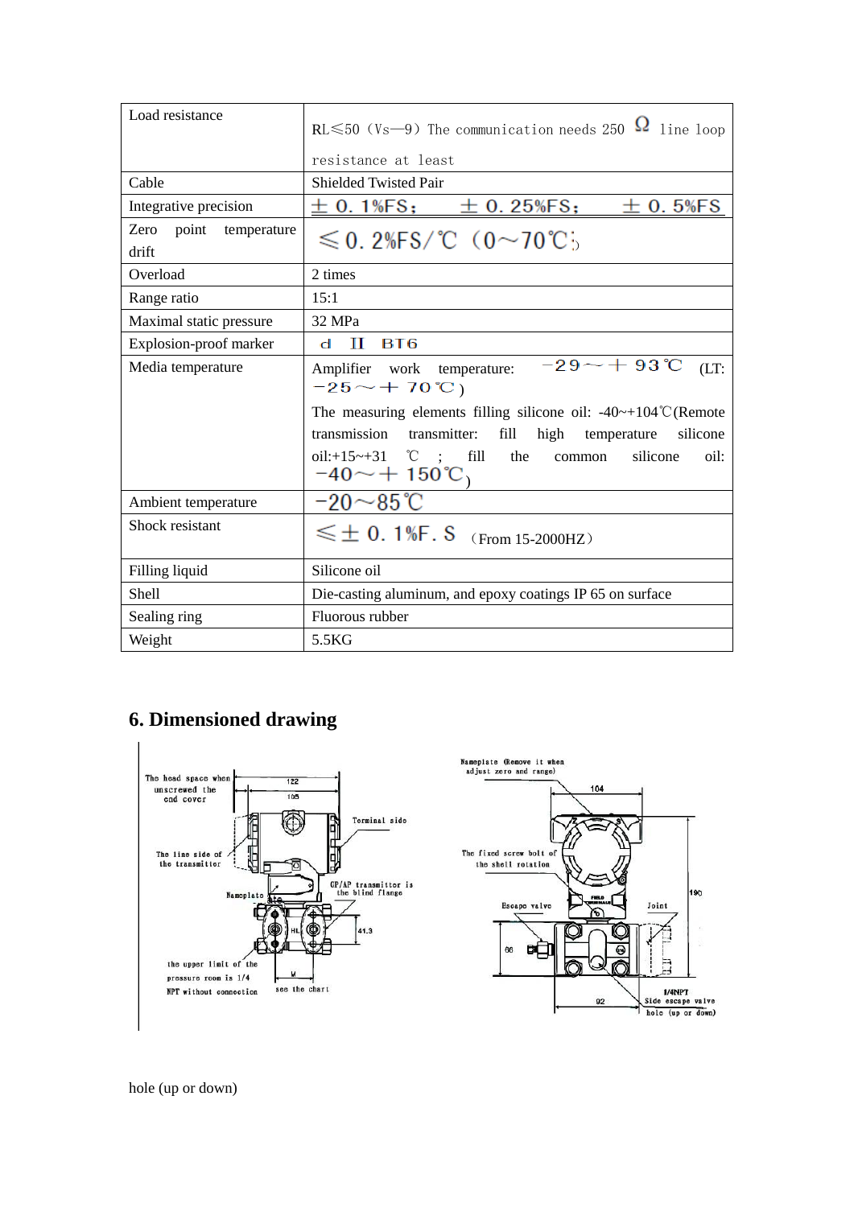| Load resistance | RL≤50（Vs—9）The communication needs 250 Ω line loop resistance at least |
|---|---|
| Cable | Shielded Twisted Pair |
| Integrative precision | ±0.1%FS； ±0.25%FS； ±0.5%FS |
| Zero point temperature drift | ≤0.2%FS/℃（0~70℃） |
| Overload | 2 times |
| Range ratio | 15:1 |
| Maximal static pressure | 32 MPa |
| Explosion-proof marker | d II BT6 |
| Media temperature | Amplifier work temperature: −29~+93℃ (LT: −25~+70℃) The measuring elements filling silicone oil: -40~+104℃(Remote transmission transmitter: fill high temperature silicone oil:+15~+31 ℃ ; fill the common silicone oil: −40~+150℃) |
| Ambient temperature | −20~85℃ |
| Shock resistant | ≤±0.1%F.S （From 15-2000HZ） |
| Filling liquid | Silicone oil |
| Shell | Die-casting aluminum, and epoxy coatings IP 65 on surface |
| Sealing ring | Fluorous rubber |
| Weight | 5.5KG |

## 6. Dimensioned drawing

The head space when unscrewed the end cover

122

105

Terminal side

The line side of the transmitter

GP/AP transmittor is the blind flange

Nameplate

41.3

the upper limit of the pressure room is 1/4 NPT without connection

see the chart

Nameplate (Remove it when adjust zero and range)

104

The fixed screw bolt of the shell rotation

190

Escape valve

Joint

66

92

1/4NPT Side escape valve hole (up or down)

hole (up or down)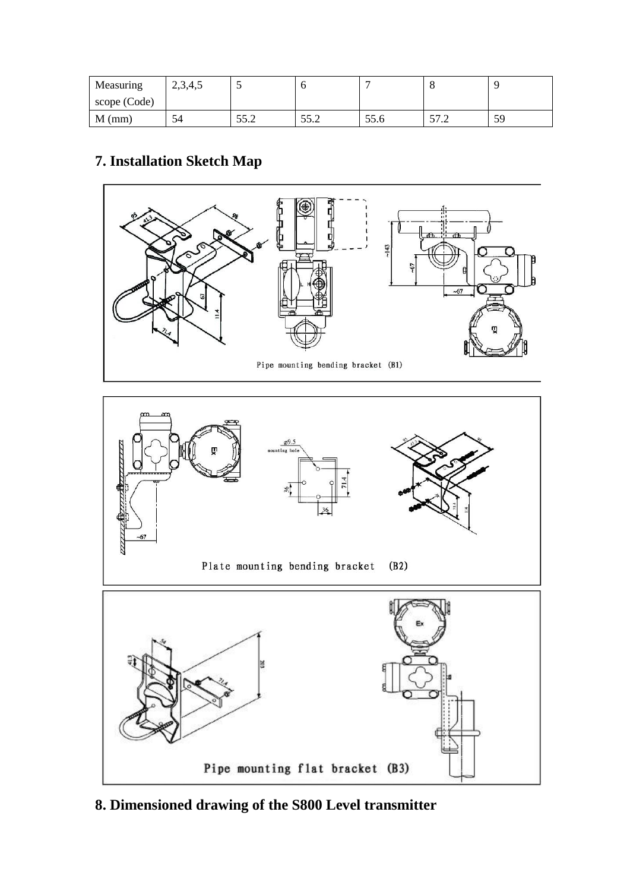| Measuring scope (Code) | 2,3,4,5 | 5 | 6 | 7 | 8 | 9 |
|---|---|---|---|---|---|---|
| M (mm) | 54 | 55.2 | 55.2 | 55.6 | 57.2 | 59 |

## 7. Installation Sketch Map

Pipe mounting bending bracket (B1)

Plate mounting bending bracket (B2)

Pipe mounting flat bracket (B3)

## 8. Dimensioned drawing of the S800 Level transmitter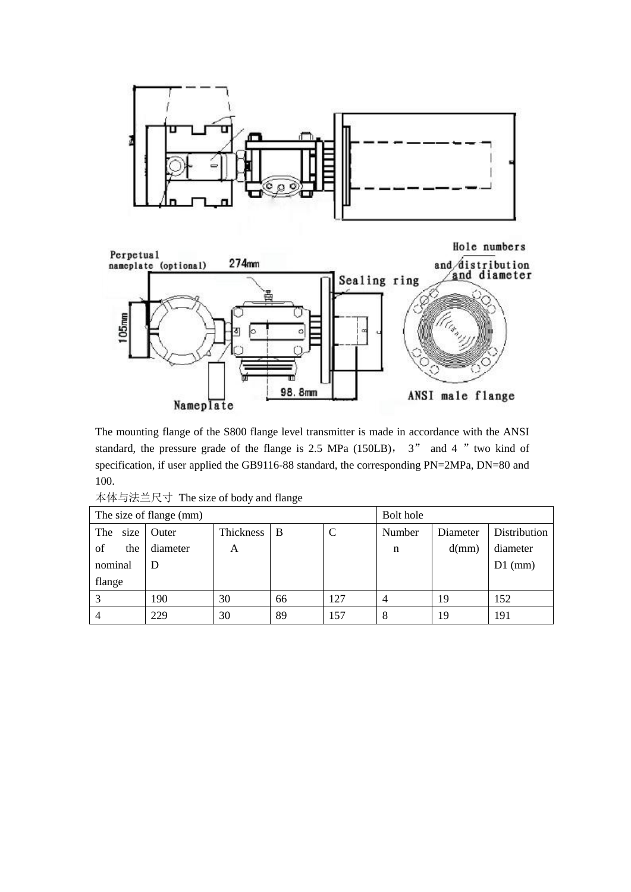The mounting flange of the S800 flange level transmitter is made in accordance with the ANSI standard, the pressure grade of the flange is 2.5 MPa (150LB)， 3” and 4 ”two kind of specification, if user applied the GB9116-88 standard, the corresponding PN=2MPa, DN=80 and 100.

本体与法兰尺寸 The size of body and flange

| The size of flange (mm) | | | | | Bolt hole | | |
|---|---|---|---|---|---|---|---|
| The size of the nominal flange | Outer diameter D | Thickness A | B | C | Number n | Diameter d(mm) | Distribution diameter D1 (mm) |
| 3 | 190 | 30 | 66 | 127 | 4 | 19 | 152 |
| 4 | 229 | 30 | 89 | 157 | 8 | 19 | 191 |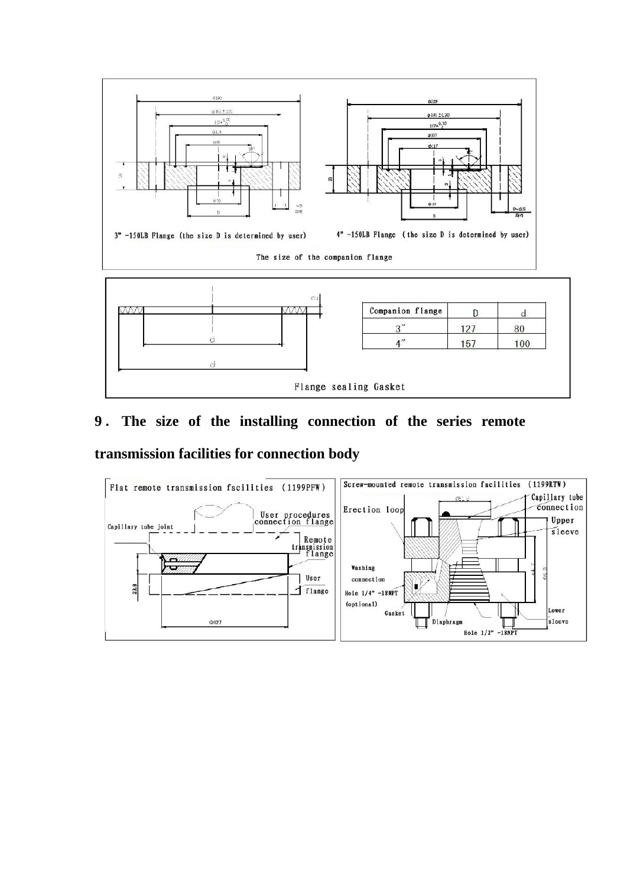3" -150LB Flange (the size D is determined by user)

4" -150LB Flange (the size D is determined by user)

The size of the companion flange

| Companion flange | D | d |
| --- | --- | --- |
| 3" | 127 | 80 |
| 4" | 157 | 100 |

Flange sealing Gasket

## 9. The size of the installing connection of the series remote transmission facilities for connection body

Flat remote transmission facilities (1199PFW)

User procedures connection flange

Capillary tube joint

Remote transmission flange

User flange

Screw-mounted remote transmission facilities (1199RTW)

Erection loop

Capillary tube connection

Upper sleeve

Washing connection

Hole 1/4" -18NPT (optional)

Gasket

Diaphragm

Lower sleeve

Hole 1/2" -18NPT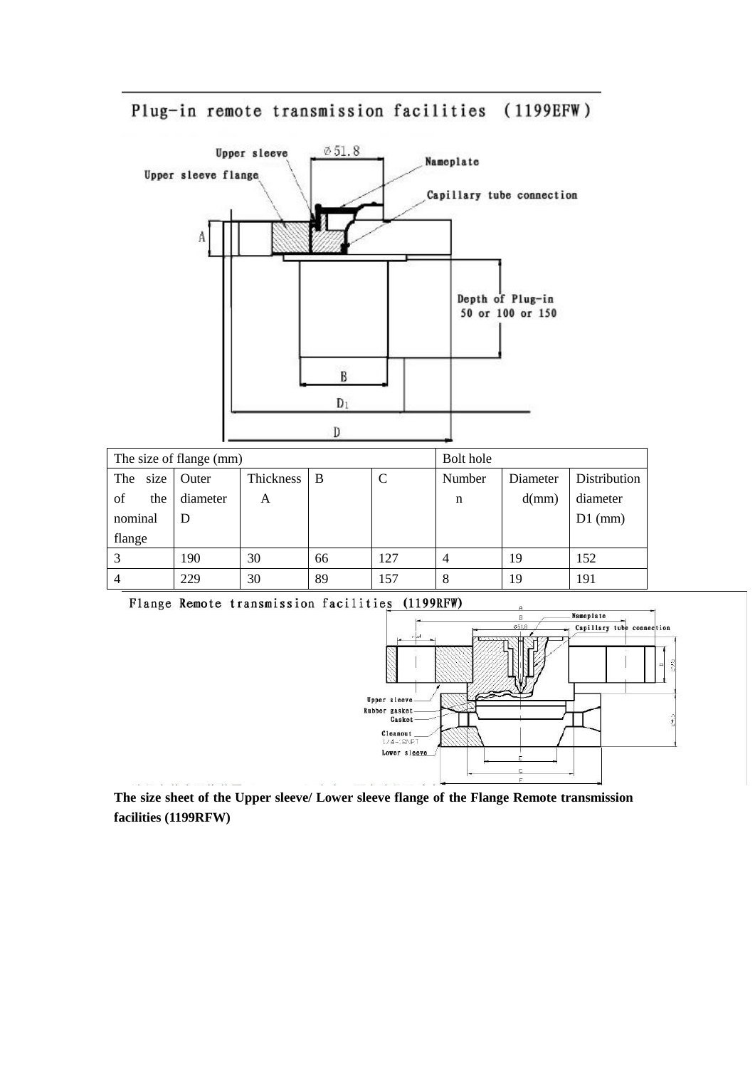## Plug-in remote transmission facilities (1199EFW)

| The size of flange (mm) | | | | | Bolt hole | | |
|---|---|---|---|---|---|---|---|
| The size of the nominal flange | Outer diameter D | Thickness A | B | C | Number n | Diameter d(mm) | Distribution diameter D1 (mm) |
| 3 | 190 | 30 | 66 | 127 | 4 | 19 | 152 |
| 4 | 229 | 30 | 89 | 157 | 8 | 19 | 191 |

## Flange Remote transmission facilities (1199RFW)

**The size sheet of the Upper sleeve/ Lower sleeve flange of the Flange Remote transmission facilities (1199RFW)**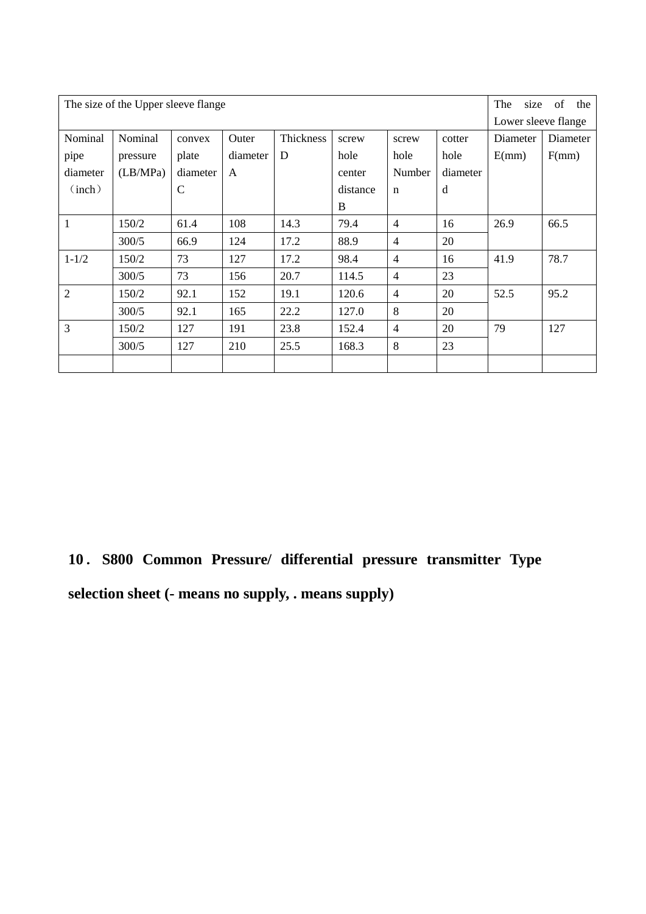| The size of the Upper sleeve flange | | | | | | | | The size of the Lower sleeve flange | |
|---|---|---|---|---|---|---|---|---|---|
| Nominal pipe diameter（inch） | Nominal pressure (LB/MPa) | convex plate diameter C | Outer diameter A | Thickness D | screw hole center distance B | screw hole Number n | cotter hole diameter d | Diameter E(mm) | Diameter F(mm) |
| 1 | 150/2 | 61.4 | 108 | 14.3 | 79.4 | 4 | 16 | 26.9 | 66.5 |
| | 300/5 | 66.9 | 124 | 17.2 | 88.9 | 4 | 20 | | |
| 1-1/2 | 150/2 | 73 | 127 | 17.2 | 98.4 | 4 | 16 | 41.9 | 78.7 |
| | 300/5 | 73 | 156 | 20.7 | 114.5 | 4 | 23 | | |
| 2 | 150/2 | 92.1 | 152 | 19.1 | 120.6 | 4 | 20 | 52.5 | 95.2 |
| | 300/5 | 92.1 | 165 | 22.2 | 127.0 | 8 | 20 | | |
| 3 | 150/2 | 127 | 191 | 23.8 | 152.4 | 4 | 20 | 79 | 127 |
| | 300/5 | 127 | 210 | 25.5 | 168.3 | 8 | 23 | | |
| | | | | | | | | | |

## 10. S800 Common Pressure/ differential pressure transmitter Type selection sheet (- means no supply, . means supply)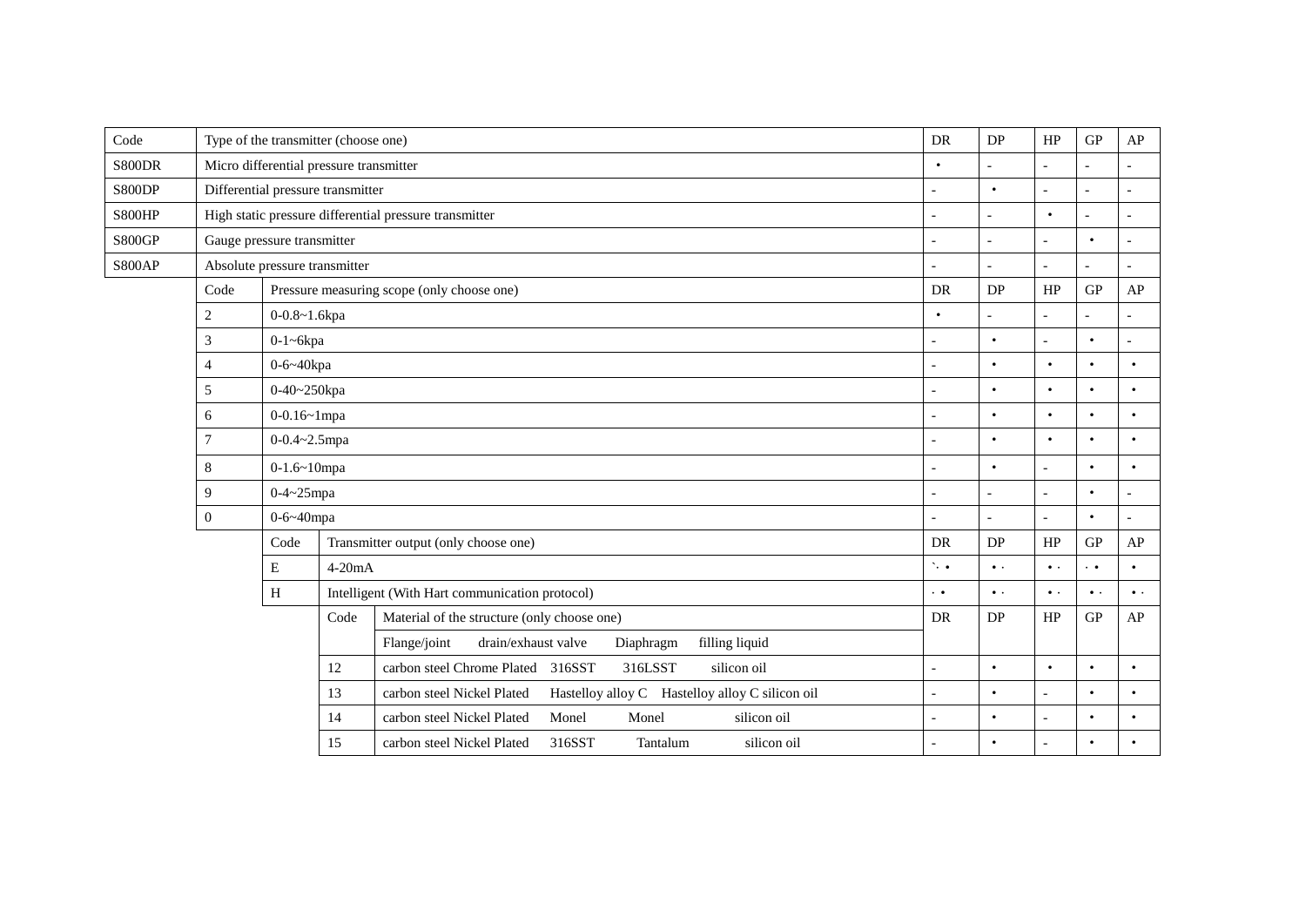| Code | Type of the transmitter (choose one) | | | | DR | DP | HP | GP | AP |
|---|---|---|---|---|---|---|---|---|---|
| S800DR | Micro differential pressure transmitter | | | | • | - | - | - | - |
| S800DP | Differential pressure transmitter | | | | - | • | - | - | - |
| S800HP | High static pressure differential pressure transmitter | | | | - | - | • | - | - |
| S800GP | Gauge pressure transmitter | | | | - | - | - | • | - |
| S800AP | Absolute pressure transmitter | | | | - | - | - | - | - |
| | Code | Pressure measuring scope (only choose one) | | | DR | DP | HP | GP | AP |
| | 2 | 0-0.8~1.6kpa | | | • | - | - | - | - |
| | 3 | 0-1~6kpa | | | - | • | - | • | - |
| | 4 | 0-6~40kpa | | | - | • | • | • | • |
| | 5 | 0-40~250kpa | | | - | • | • | • | • |
| | 6 | 0-0.16~1mpa | | | - | • | • | • | • |
| | 7 | 0-0.4~2.5mpa | | | - | • | • | • | • |
| | 8 | 0-1.6~10mpa | | | - | • | - | • | • |
| | 9 | 0-4~25mpa | | | - | - | - | • | - |
| | 0 | 0-6~40mpa | | | - | - | - | • | - |
| | | Code | Transmitter output (only choose one) | | DR | DP | HP | GP | AP |
| | | E | 4-20mA | | • | • | • | • | • |
| | | H | Intelligent (With Hart communication protocol) | | • | • | • | • | • |
| | | | Code | Material of the structure (only choose one) | DR | DP | HP | GP | AP |
| | | | | Flange/joint drain/exhaust valve Diaphragm filling liquid | | | | | |
| | | | 12 | carbon steel Chrome Plated 316SST 316LSST silicon oil | - | • | • | • | • |
| | | | 13 | carbon steel Nickel Plated Hastelloy alloy C Hastelloy alloy C silicon oil | - | • | - | • | • |
| | | | 14 | carbon steel Nickel Plated Monel Monel silicon oil | - | • | - | • | • |
| | | | 15 | carbon steel Nickel Plated 316SST Tantalum silicon oil | - | • | - | • | • |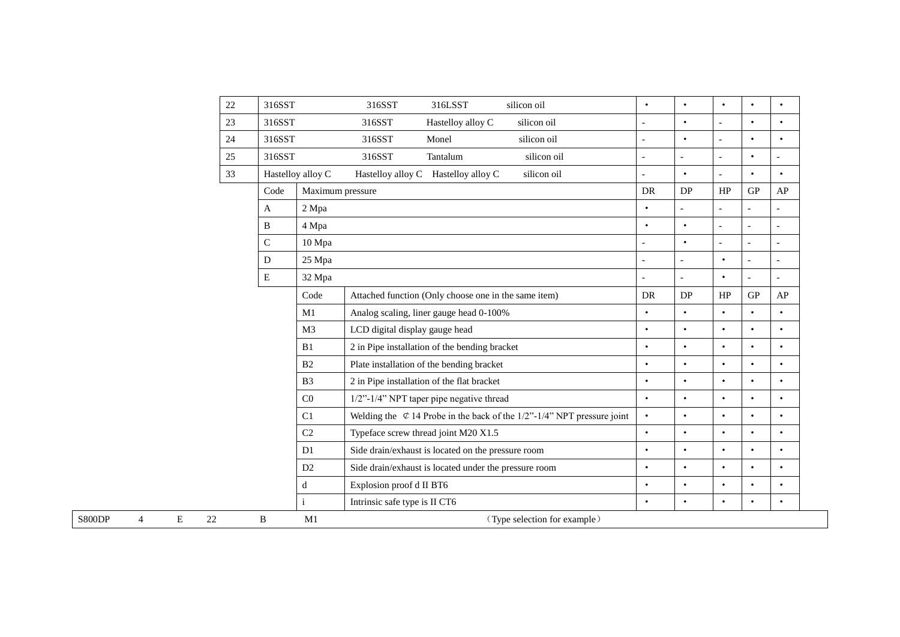| Code | Material | | | | DR | DP | HP | GP | AP |
|---|---|---|---|---|---|---|---|---|---|
| 22 | 316SST | 316SST | 316LSST | silicon oil | • | • | • | • | • |
| 23 | 316SST | 316SST | Hastelloy alloy C | silicon oil | - | • | - | • | • |
| 24 | 316SST | 316SST | Monel | silicon oil | - | • | - | • | • |
| 25 | 316SST | 316SST | Tantalum | silicon oil | - | - | - | • | - |
| 33 | Hastelloy alloy C | Hastelloy alloy C | Hastelloy alloy C | silicon oil | - | • | - | • | • |

| Code | Maximum pressure | DR | DP | HP | GP | AP |
|---|---|---|---|---|---|---|
| A | 2 Mpa | • | - | - | - | - |
| B | 4 Mpa | • | • | - | - | - |
| C | 10 Mpa | - | • | - | - | - |
| D | 25 Mpa | - | - | • | - | - |
| E | 32 Mpa | - | - | • | - | - |

| Code | Attached function (Only choose one in the same item) | DR | DP | HP | GP | AP |
|---|---|---|---|---|---|---|
| M1 | Analog scaling, liner gauge head 0-100% | • | • | • | • | • |
| M3 | LCD digital display gauge head | • | • | • | • | • |
| B1 | 2 in Pipe installation of the bending bracket | • | • | • | • | • |
| B2 | Plate installation of the bending bracket | • | • | • | • | • |
| B3 | 2 in Pipe installation of the flat bracket | • | • | • | • | • |
| C0 | 1/2"-1/4" NPT taper pipe negative thread | • | • | • | • | • |
| C1 | Welding the ⊄14 Probe in the back of the 1/2"-1/4" NPT pressure joint | • | • | • | • | • |
| C2 | Typeface screw thread joint M20 X1.5 | • | • | • | • | • |
| D1 | Side drain/exhaust is located on the pressure room | • | • | • | • | • |
| D2 | Side drain/exhaust is located under the pressure room | • | • | • | • | • |
| d | Explosion proof d II BT6 | • | • | • | • | • |
| i | Intrinsic safe type is II CT6 | • | • | • | • | • |

| S800DP | 4 | E | 22 | B | M1 | （Type selection for example） |
|---|---|---|---|---|---|---|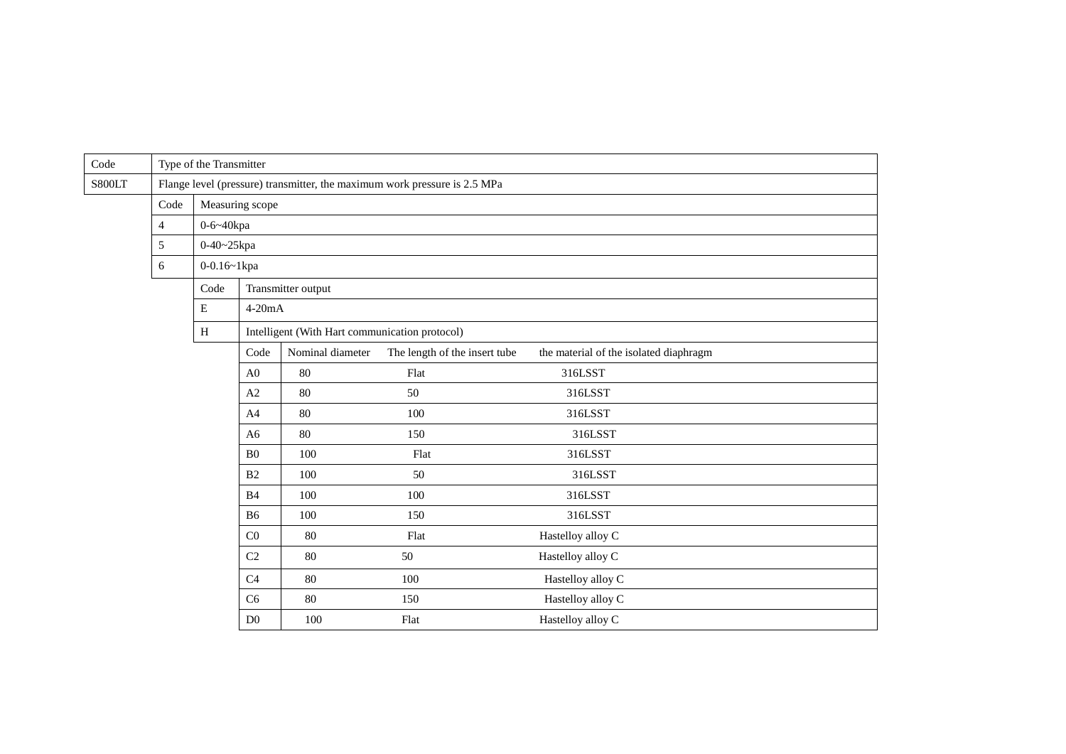| Code | Type of the Transmitter | | | | | |
|---|---|---|---|---|---|---|
| S800LT | Flange level (pressure) transmitter, the maximum work pressure is 2.5 MPa | | | | | |
| | Code | Measuring scope | | | | |
| | 4 | 0-6~40kpa | | | | |
| | 5 | 0-40~25kpa | | | | |
| | 6 | 0-0.16~1kpa | | | | |
| | | Code | Transmitter output | | | |
| | | E | 4-20mA | | | |
| | | H | Intelligent (With Hart communication protocol) | | | |
| | | | Code | Nominal diameter | The length of the insert tube | the material of the isolated diaphragm |
| | | | A0 | 80 | Flat | 316LSST |
| | | | A2 | 80 | 50 | 316LSST |
| | | | A4 | 80 | 100 | 316LSST |
| | | | A6 | 80 | 150 | 316LSST |
| | | | B0 | 100 | Flat | 316LSST |
| | | | B2 | 100 | 50 | 316LSST |
| | | | B4 | 100 | 100 | 316LSST |
| | | | B6 | 100 | 150 | 316LSST |
| | | | C0 | 80 | Flat | Hastelloy alloy C |
| | | | C2 | 80 | 50 | Hastelloy alloy C |
| | | | C4 | 80 | 100 | Hastelloy alloy C |
| | | | C6 | 80 | 150 | Hastelloy alloy C |
| | | | D0 | 100 | Flat | Hastelloy alloy C |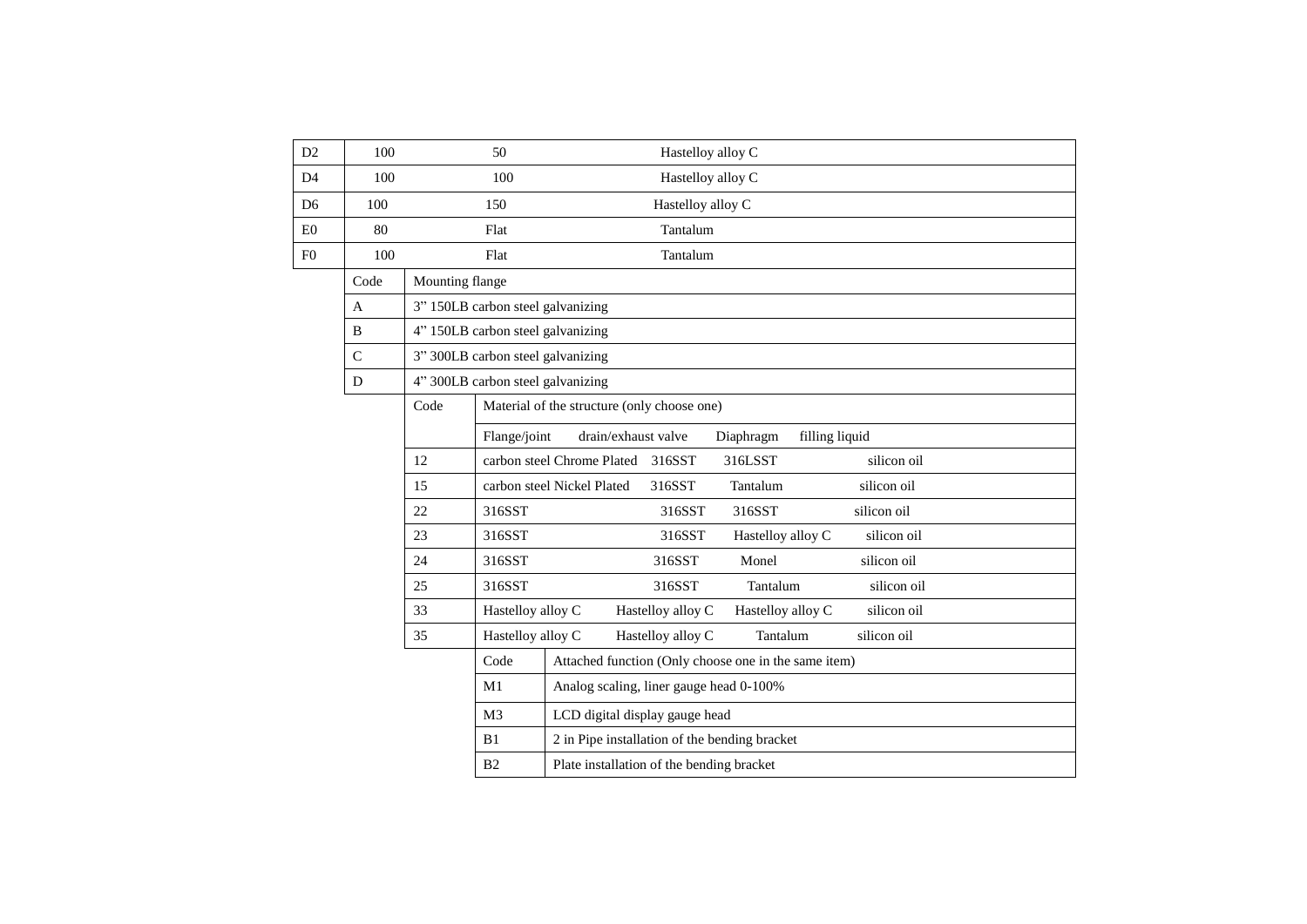| | | | |
|---|---|---|---|
| D2 | 100 | 50 | Hastelloy alloy C |
| D4 | 100 | 100 | Hastelloy alloy C |
| D6 | 100 | 150 | Hastelloy alloy C |
| E0 | 80 | Flat | Tantalum |
| F0 | 100 | Flat | Tantalum |

| Code | Mounting flange |
|---|---|
| A | 3” 150LB carbon steel galvanizing |
| B | 4” 150LB carbon steel galvanizing |
| C | 3” 300LB carbon steel galvanizing |
| D | 4” 300LB carbon steel galvanizing |

| Code | Material of the structure (only choose one) | | | |
|---|---|---|---|---|
| | Flange/joint | drain/exhaust valve | Diaphragm | filling liquid |
| 12 | carbon steel Chrome Plated | 316SST | 316LSST | silicon oil |
| 15 | carbon steel Nickel Plated | 316SST | Tantalum | silicon oil |
| 22 | 316SST | 316SST | 316SST | silicon oil |
| 23 | 316SST | 316SST | Hastelloy alloy C | silicon oil |
| 24 | 316SST | 316SST | Monel | silicon oil |
| 25 | 316SST | 316SST | Tantalum | silicon oil |
| 33 | Hastelloy alloy C | Hastelloy alloy C | Hastelloy alloy C | silicon oil |
| 35 | Hastelloy alloy C | Hastelloy alloy C | Tantalum | silicon oil |

| Code | Attached function (Only choose one in the same item) |
|---|---|
| M1 | Analog scaling, liner gauge head 0-100% |
| M3 | LCD digital display gauge head |
| B1 | 2 in Pipe installation of the bending bracket |
| B2 | Plate installation of the bending bracket |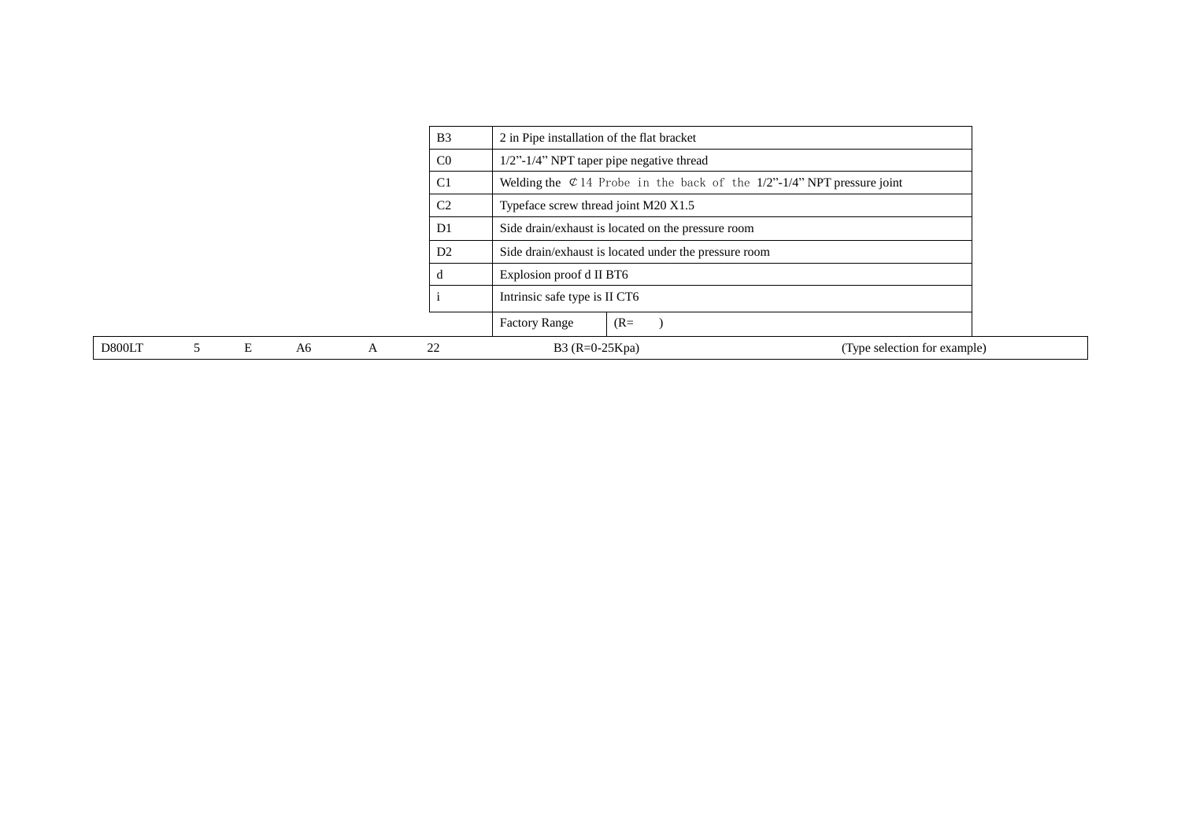| | |
|---|---|
| B3 | 2 in Pipe installation of the flat bracket |
| C0 | 1/2”-1/4” NPT taper pipe negative thread |
| C1 | Welding the ¢14 Probe in the back of the 1/2”-1/4” NPT pressure joint |
| C2 | Typeface screw thread joint M20 X1.5 |
| D1 | Side drain/exhaust is located on the pressure room |
| D2 | Side drain/exhaust is located under the pressure room |
| d | Explosion proof d II BT6 |
| i | Intrinsic safe type is II CT6 |
| | Factory Range (R= ) |

| D800LT | 5 | E | A6 | A | 22 | B3 (R=0-25Kpa) | (Type selection for example) |
|---|---|---|---|---|---|---|---|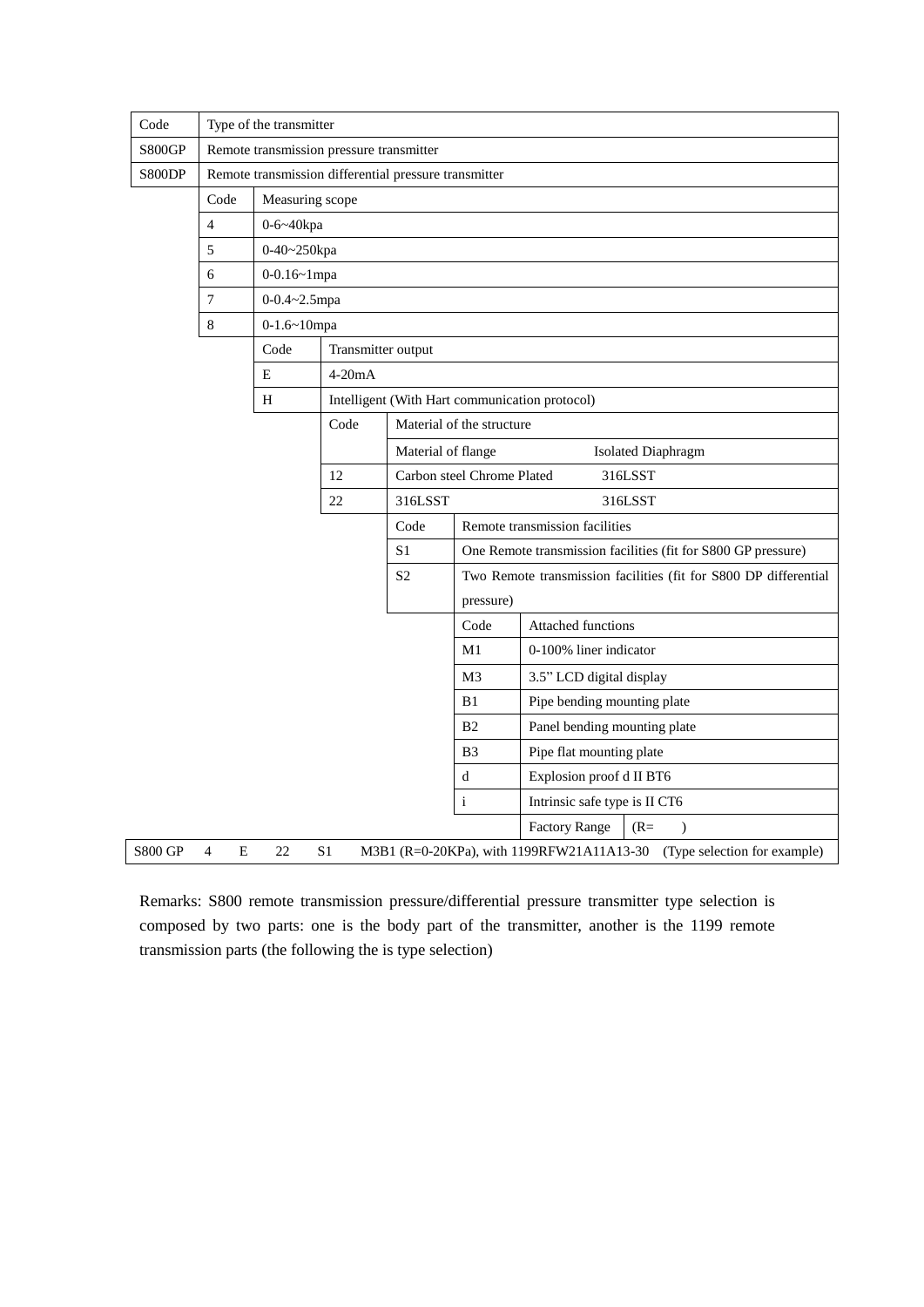| Code | Type of the transmitter | | | | | | |
|---|---|---|---|---|---|---|---|
| S800GP | Remote transmission pressure transmitter | | | | | | |
| S800DP | Remote transmission differential pressure transmitter | | | | | | |
| | Code | Measuring scope | | | | | |
| | 4 | 0-6~40kpa | | | | | |
| | 5 | 0-40~250kpa | | | | | |
| | 6 | 0-0.16~1mpa | | | | | |
| | 7 | 0-0.4~2.5mpa | | | | | |
| | 8 | 0-1.6~10mpa | | | | | |
| | | Code | Transmitter output | | | | |
| | | E | 4-20mA | | | | |
| | | H | Intelligent (With Hart communication protocol) | | | | |
| | | | Code | Material of the structure | | | |
| | | | | Material of flange Isolated Diaphragm | | | |
| | | | 12 | Carbon steel Chrome Plated 316LSST | | | |
| | | | 22 | 316LSST 316LSST | | | |
| | | | | Code | Remote transmission facilities | | |
| | | | | S1 | One Remote transmission facilities (fit for S800 GP pressure) | | |
| | | | | S2 | Two Remote transmission facilities (fit for S800 DP differential pressure) | | |
| | | | | | Code | Attached functions | |
| | | | | | M1 | 0-100% liner indicator | |
| | | | | | M3 | 3.5" LCD digital display | |
| | | | | | B1 | Pipe bending mounting plate | |
| | | | | | B2 | Panel bending mounting plate | |
| | | | | | B3 | Pipe flat mounting plate | |
| | | | | | d | Explosion proof d II BT6 | |
| | | | | | i | Intrinsic safe type is II CT6 | |
| | | | | | | Factory Range | (R= ) |
| S800 GP | 4 | E | 22 | S1 | M3B1 (R=0-20KPa), with 1199RFW21A11A13-30 (Type selection for example) | | |

Remarks: S800 remote transmission pressure/differential pressure transmitter type selection is composed by two parts: one is the body part of the transmitter, another is the 1199 remote transmission parts (the following the is type selection)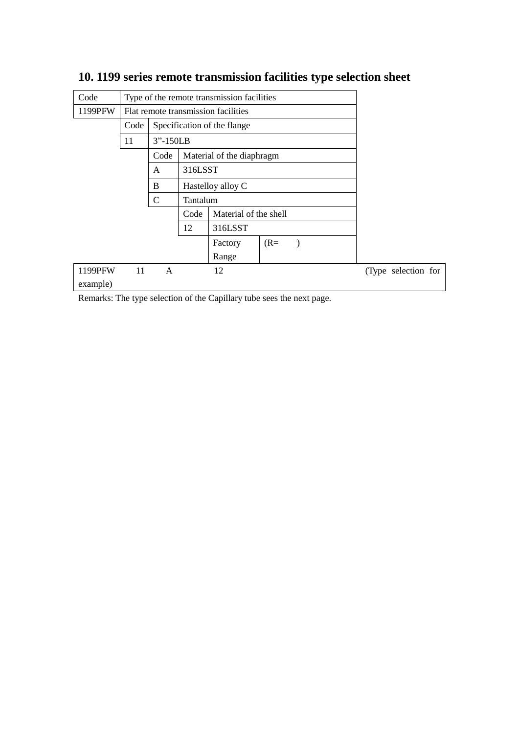## 10. 1199 series remote transmission facilities type selection sheet

| | | | | | | |
|---|---|---|---|---|---|---|
| Code | Type of the remote transmission facilities | | | | | |
| 1199PFW | Flat remote transmission facilities | | | | | |
| | Code | Specification of the flange | | | | |
| | 11 | 3”-150LB | | | | |
| | | Code | Material of the diaphragm | | | |
| | | A | 316LSST | | | |
| | | B | Hastelloy alloy C | | | |
| | | C | Tantalum | | | |
| | | | Code | Material of the shell | | |
| | | | 12 | 316LSST | | |
| | | | | Factory Range | (R= ) | |
| 1199PFW | 11 | A | | 12 | | (Type selection for example) |

Remarks: The type selection of the Capillary tube sees the next page.